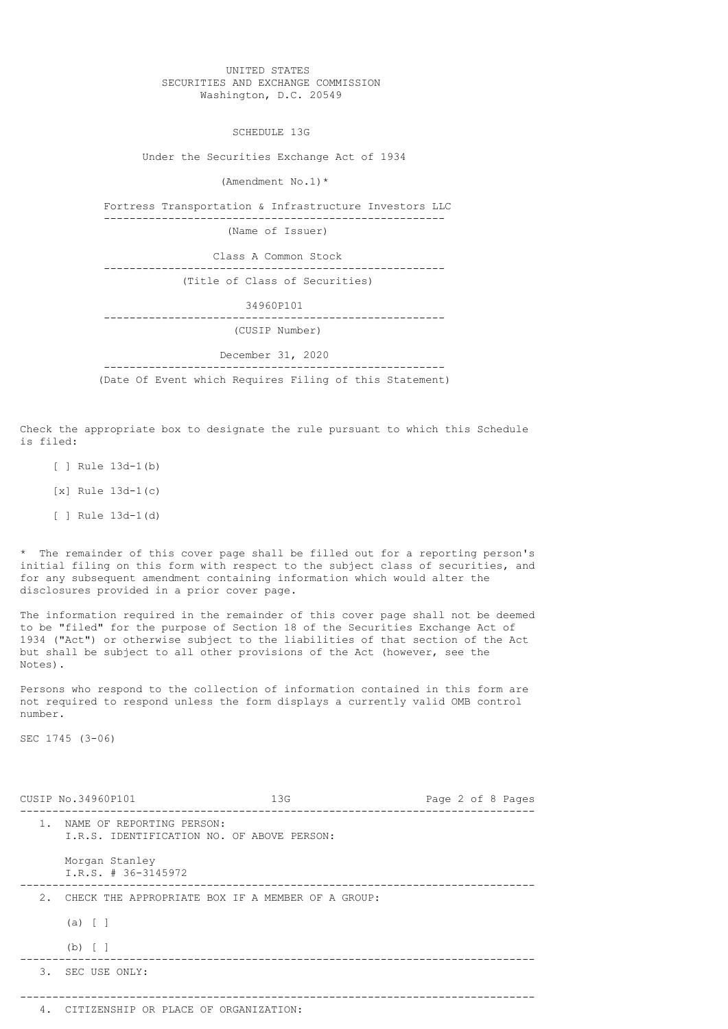UNITED STATES
SECURITIES AND EXCHANGE COMMISSION
Washington, D.C. 20549

# SCHEDULE 13G

Under the Securities Exchange Act of 1934

(Amendment No.1)*

Fortress Transportation & Infrastructure Investors LLC

(Name of Issuer)

Class A Common Stock

(Title of Class of Securities)

34960P101

(CUSIP Number)

December 31, 2020

(Date Of Event which Requires Filing of this Statement)

Check the appropriate box to designate the rule pursuant to which this Schedule is filed:

[ ] Rule 13d-1(b)

[x] Rule 13d-1(c)

[ ] Rule 13d-1(d)

* The remainder of this cover page shall be filled out for a reporting person's initial filing on this form with respect to the subject class of securities, and for any subsequent amendment containing information which would alter the disclosures provided in a prior cover page.

The information required in the remainder of this cover page shall not be deemed to be "filed" for the purpose of Section 18 of the Securities Exchange Act of 1934 ("Act") or otherwise subject to the liabilities of that section of the Act but shall be subject to all other provisions of the Act (however, see the Notes).

Persons who respond to the collection of information contained in this form are not required to respond unless the form displays a currently valid OMB control number.

SEC 1745 (3-06)

CUSIP No.34960P101 13G

1. NAME OF REPORTING PERSON:
   I.R.S. IDENTIFICATION NO. OF ABOVE PERSON:

   Morgan Stanley
   I.R.S. # 36-3145972

2. CHECK THE APPROPRIATE BOX IF A MEMBER OF A GROUP:

   (a) [ ]

   (b) [ ]

3. SEC USE ONLY:

4. CITIZENSHIP OR PLACE OF ORGANIZATION: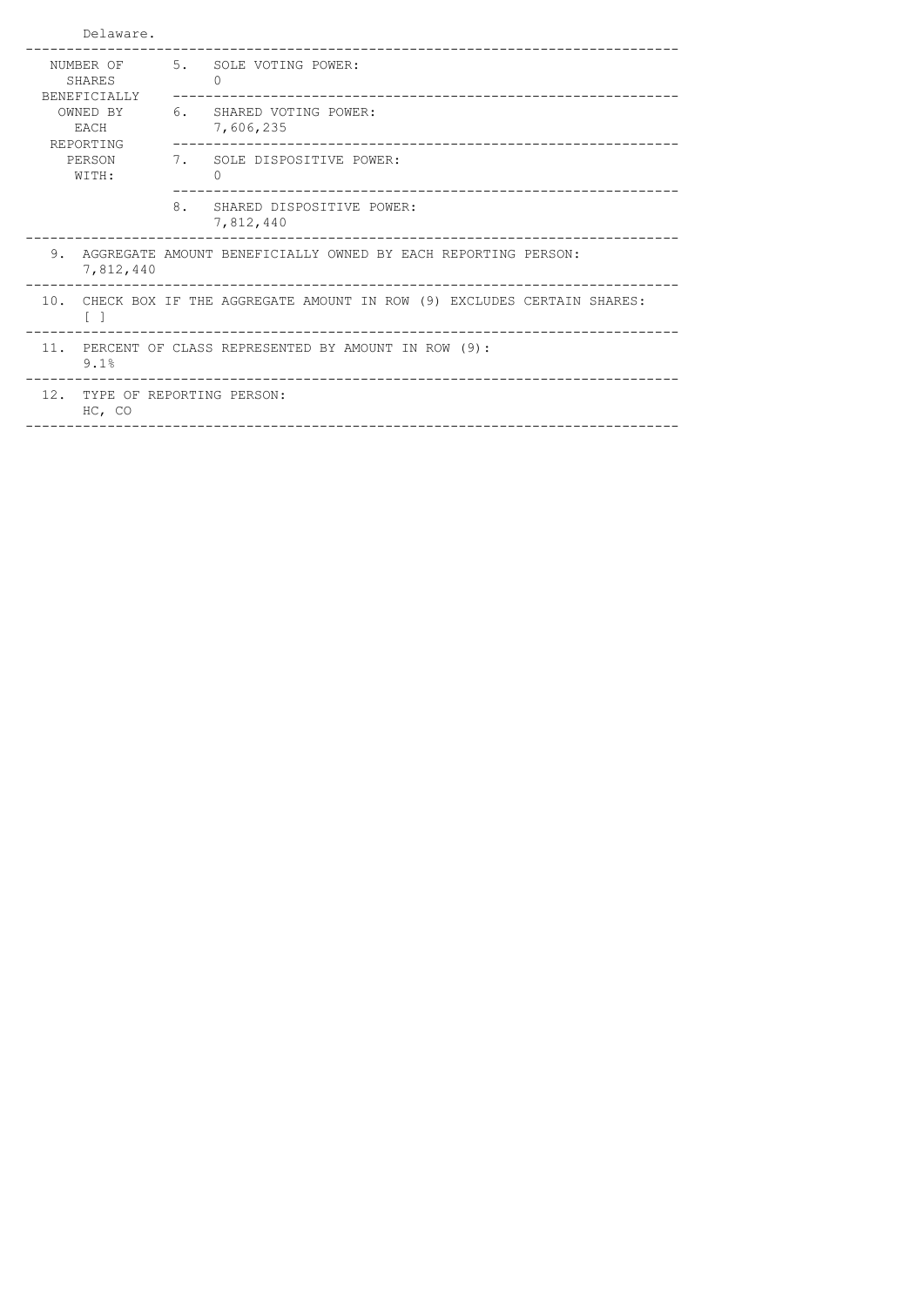Delaware.

| NUMBER OF SHARES BENEFICIALLY OWNED BY EACH REPORTING PERSON WITH: | | |
|---|---|---|
| | 5. | SOLE VOTING POWER: 0 |
| | 6. | SHARED VOTING POWER: 7,606,235 |
| | 7. | SOLE DISPOSITIVE POWER: 0 |
| | 8. | SHARED DISPOSITIVE POWER: 7,812,440 |

| | |
|---|---|
| 9. | AGGREGATE AMOUNT BENEFICIALLY OWNED BY EACH REPORTING PERSON: 7,812,440 |
| 10. | CHECK BOX IF THE AGGREGATE AMOUNT IN ROW (9) EXCLUDES CERTAIN SHARES: [ ] |
| 11. | PERCENT OF CLASS REPRESENTED BY AMOUNT IN ROW (9): 9.1% |
| 12. | TYPE OF REPORTING PERSON: HC, CO |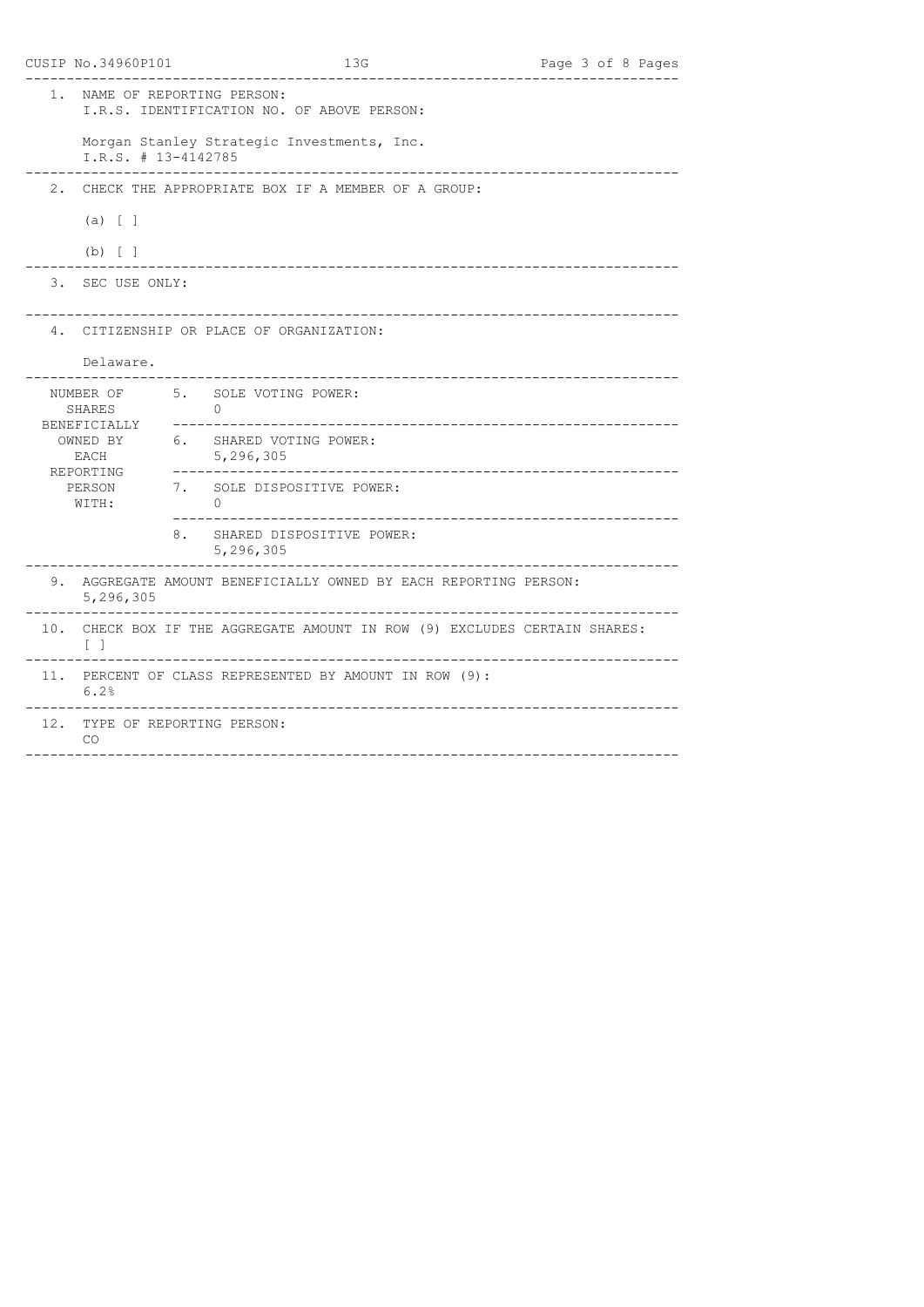CUSIP No.34960P101 13G

| | |
|---|---|
| 1. | NAME OF REPORTING PERSON:<br>I.R.S. IDENTIFICATION NO. OF ABOVE PERSON:<br><br>Morgan Stanley Strategic Investments, Inc.<br>I.R.S. # 13-4142785 |
| 2. | CHECK THE APPROPRIATE BOX IF A MEMBER OF A GROUP:<br><br>(a) [ ]<br><br>(b) [ ] |
| 3. | SEC USE ONLY: |
| 4. | CITIZENSHIP OR PLACE OF ORGANIZATION:<br><br>Delaware. |

| NUMBER OF SHARES BENEFICIALLY OWNED BY EACH REPORTING PERSON WITH: | | |
|---|---|---|
| | 5. | SOLE VOTING POWER:<br>0 |
| | 6. | SHARED VOTING POWER:<br>5,296,305 |
| | 7. | SOLE DISPOSITIVE POWER:<br>0 |
| | 8. | SHARED DISPOSITIVE POWER:<br>5,296,305 |

| | |
|---|---|
| 9. | AGGREGATE AMOUNT BENEFICIALLY OWNED BY EACH REPORTING PERSON:<br>5,296,305 |
| 10. | CHECK BOX IF THE AGGREGATE AMOUNT IN ROW (9) EXCLUDES CERTAIN SHARES:<br>[ ] |
| 11. | PERCENT OF CLASS REPRESENTED BY AMOUNT IN ROW (9):<br>6.2% |
| 12. | TYPE OF REPORTING PERSON:<br>CO |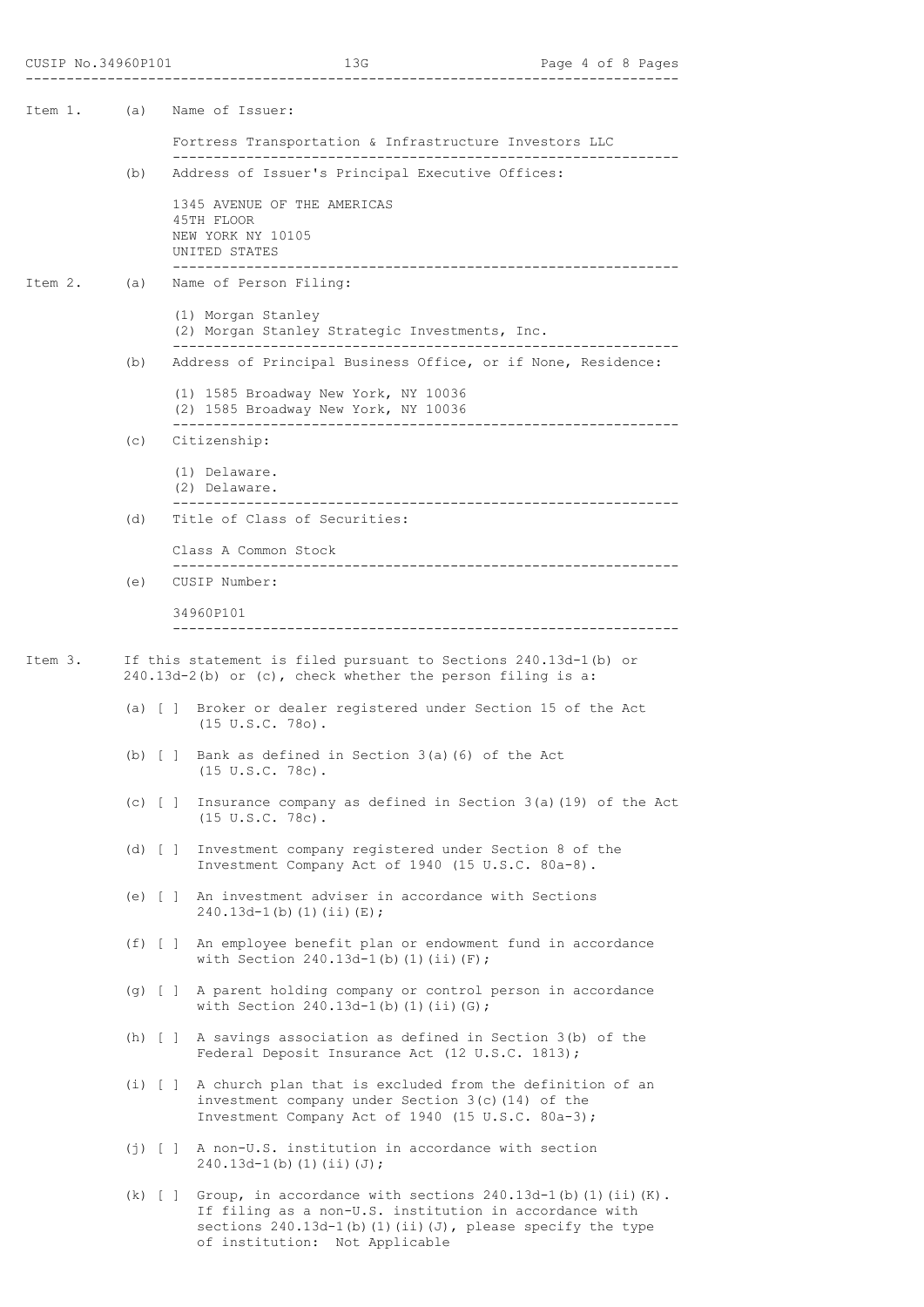**Item 1. (a) Name of Issuer:**

Fortress Transportation & Infrastructure Investors LLC

**(b) Address of Issuer's Principal Executive Offices:**

1345 AVENUE OF THE AMERICAS
45TH FLOOR
NEW YORK NY 10105
UNITED STATES

**Item 2. (a) Name of Person Filing:**

(1) Morgan Stanley
(2) Morgan Stanley Strategic Investments, Inc.

**(b) Address of Principal Business Office, or if None, Residence:**

(1) 1585 Broadway New York, NY 10036
(2) 1585 Broadway New York, NY 10036

**(c) Citizenship:**

(1) Delaware.
(2) Delaware.

**(d) Title of Class of Securities:**

Class A Common Stock

**(e) CUSIP Number:**

34960P101

**Item 3.** If this statement is filed pursuant to Sections 240.13d-1(b) or 240.13d-2(b) or (c), check whether the person filing is a:

(a) [ ] Broker or dealer registered under Section 15 of the Act (15 U.S.C. 78o).

(b) [ ] Bank as defined in Section 3(a)(6) of the Act (15 U.S.C. 78c).

(c) [ ] Insurance company as defined in Section 3(a)(19) of the Act (15 U.S.C. 78c).

(d) [ ] Investment company registered under Section 8 of the Investment Company Act of 1940 (15 U.S.C. 80a-8).

(e) [ ] An investment adviser in accordance with Sections 240.13d-1(b)(1)(ii)(E);

(f) [ ] An employee benefit plan or endowment fund in accordance with Section 240.13d-1(b)(1)(ii)(F);

(g) [ ] A parent holding company or control person in accordance with Section 240.13d-1(b)(1)(ii)(G);

(h) [ ] A savings association as defined in Section 3(b) of the Federal Deposit Insurance Act (12 U.S.C. 1813);

(i) [ ] A church plan that is excluded from the definition of an investment company under Section 3(c)(14) of the Investment Company Act of 1940 (15 U.S.C. 80a-3);

(j) [ ] A non-U.S. institution in accordance with section 240.13d-1(b)(1)(ii)(J);

(k) [ ] Group, in accordance with sections 240.13d-1(b)(1)(ii)(K). If filing as a non-U.S. institution in accordance with sections 240.13d-1(b)(1)(ii)(J), please specify the type of institution: Not Applicable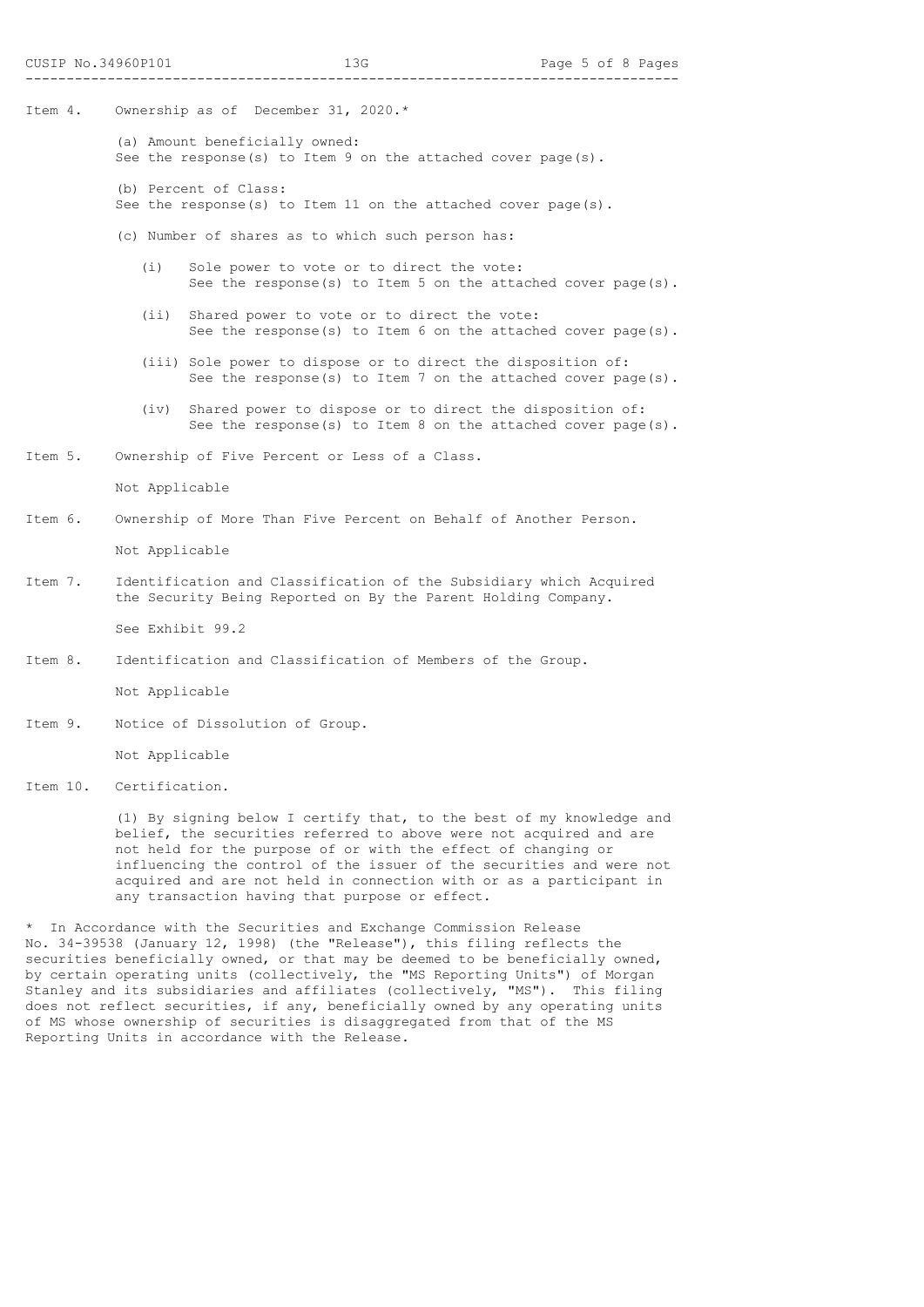Item 4. Ownership as of December 31, 2020.*

(a) Amount beneficially owned:
See the response(s) to Item 9 on the attached cover page(s).

(b) Percent of Class:
See the response(s) to Item 11 on the attached cover page(s).

(c) Number of shares as to which such person has:

(i) Sole power to vote or to direct the vote:
See the response(s) to Item 5 on the attached cover page(s).

(ii) Shared power to vote or to direct the vote:
See the response(s) to Item 6 on the attached cover page(s).

(iii) Sole power to dispose or to direct the disposition of:
See the response(s) to Item 7 on the attached cover page(s).

(iv) Shared power to dispose or to direct the disposition of:
See the response(s) to Item 8 on the attached cover page(s).

Item 5. Ownership of Five Percent or Less of a Class.

Not Applicable

Item 6. Ownership of More Than Five Percent on Behalf of Another Person.

Not Applicable

Item 7. Identification and Classification of the Subsidiary which Acquired the Security Being Reported on By the Parent Holding Company.

See Exhibit 99.2

Item 8. Identification and Classification of Members of the Group.

Not Applicable

Item 9. Notice of Dissolution of Group.

Not Applicable

Item 10. Certification.

(1) By signing below I certify that, to the best of my knowledge and belief, the securities referred to above were not acquired and are not held for the purpose of or with the effect of changing or influencing the control of the issuer of the securities and were not acquired and are not held in connection with or as a participant in any transaction having that purpose or effect.

* In Accordance with the Securities and Exchange Commission Release No. 34-39538 (January 12, 1998) (the "Release"), this filing reflects the securities beneficially owned, or that may be deemed to be beneficially owned, by certain operating units (collectively, the "MS Reporting Units") of Morgan Stanley and its subsidiaries and affiliates (collectively, "MS"). This filing does not reflect securities, if any, beneficially owned by any operating units of MS whose ownership of securities is disaggregated from that of the MS Reporting Units in accordance with the Release.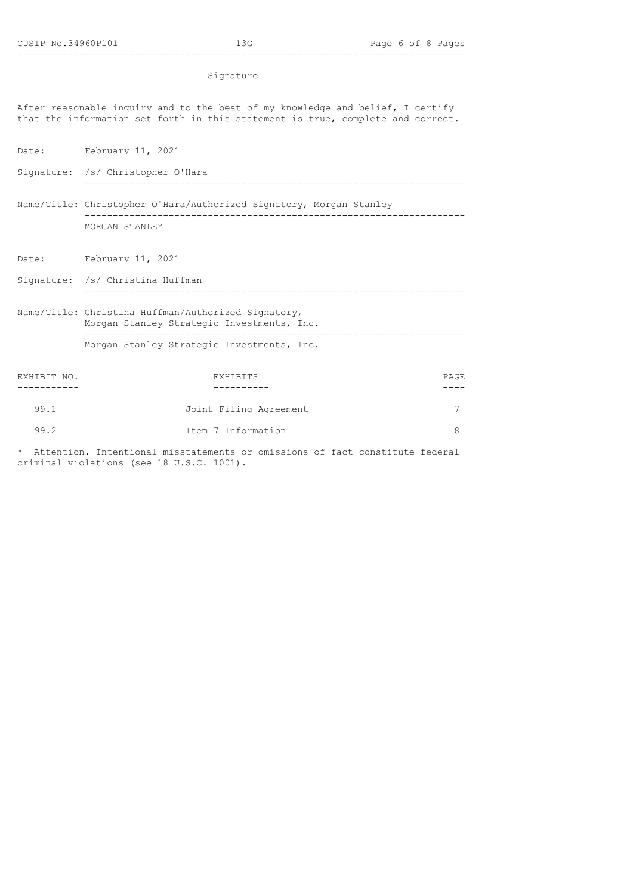## Signature

After reasonable inquiry and to the best of my knowledge and belief, I certify that the information set forth in this statement is true, complete and correct.

Date: February 11, 2021

Signature: /s/ Christopher O'Hara

Name/Title: Christopher O'Hara/Authorized Signatory, Morgan Stanley

MORGAN STANLEY

Date: February 11, 2021

Signature: /s/ Christina Huffman

Name/Title: Christina Huffman/Authorized Signatory, Morgan Stanley Strategic Investments, Inc.

Morgan Stanley Strategic Investments, Inc.

| EXHIBIT NO. | EXHIBITS | PAGE |
| --- | --- | --- |
| 99.1 | Joint Filing Agreement | 7 |
| 99.2 | Item 7 Information | 8 |

* Attention. Intentional misstatements or omissions of fact constitute federal criminal violations (see 18 U.S.C. 1001).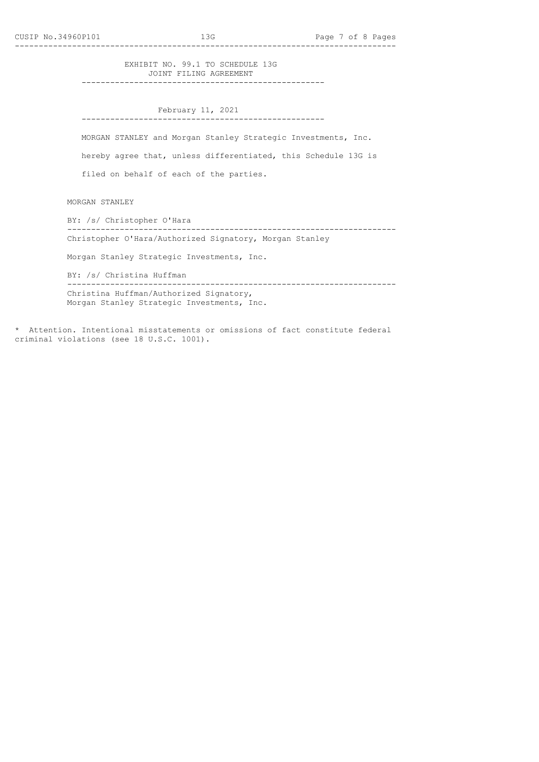## EXHIBIT NO. 99.1 TO SCHEDULE 13G
## JOINT FILING AGREEMENT

February 11, 2021

MORGAN STANLEY and Morgan Stanley Strategic Investments, Inc. hereby agree that, unless differentiated, this Schedule 13G is filed on behalf of each of the parties.

MORGAN STANLEY

BY: /s/ Christopher O'Hara

Christopher O'Hara/Authorized Signatory, Morgan Stanley

Morgan Stanley Strategic Investments, Inc.

BY: /s/ Christina Huffman

Christina Huffman/Authorized Signatory,
Morgan Stanley Strategic Investments, Inc.

* Attention. Intentional misstatements or omissions of fact constitute federal criminal violations (see 18 U.S.C. 1001).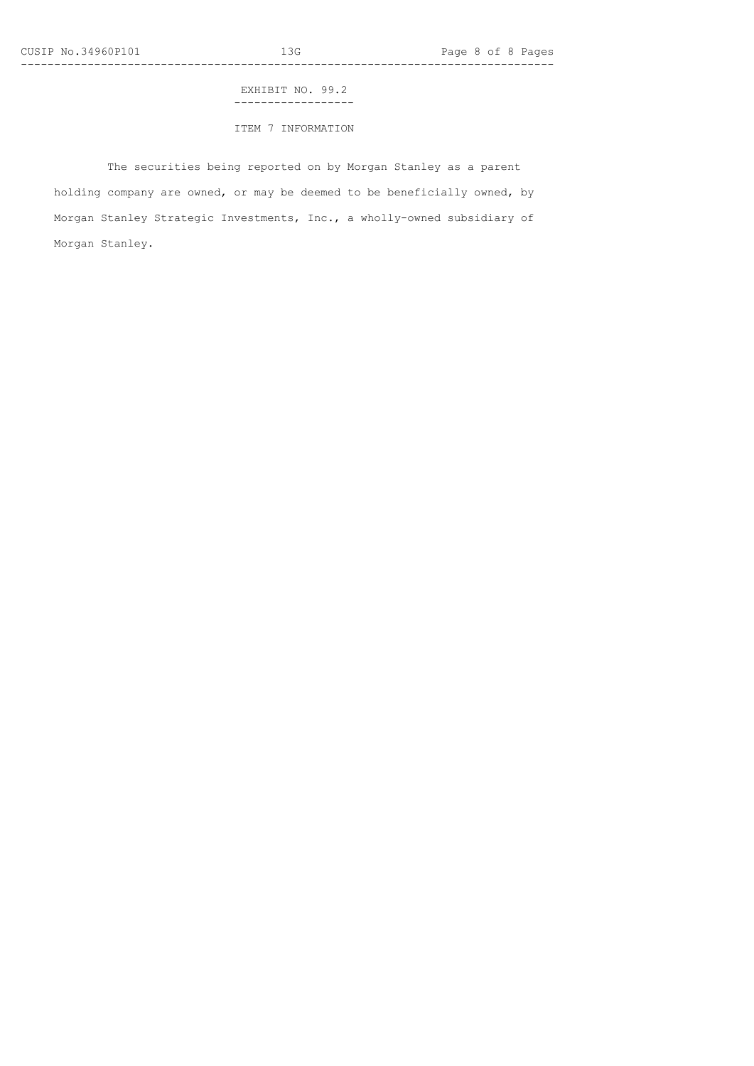## EXHIBIT NO. 99.2

### ITEM 7 INFORMATION

The securities being reported on by Morgan Stanley as a parent holding company are owned, or may be deemed to be beneficially owned, by Morgan Stanley Strategic Investments, Inc., a wholly-owned subsidiary of Morgan Stanley.